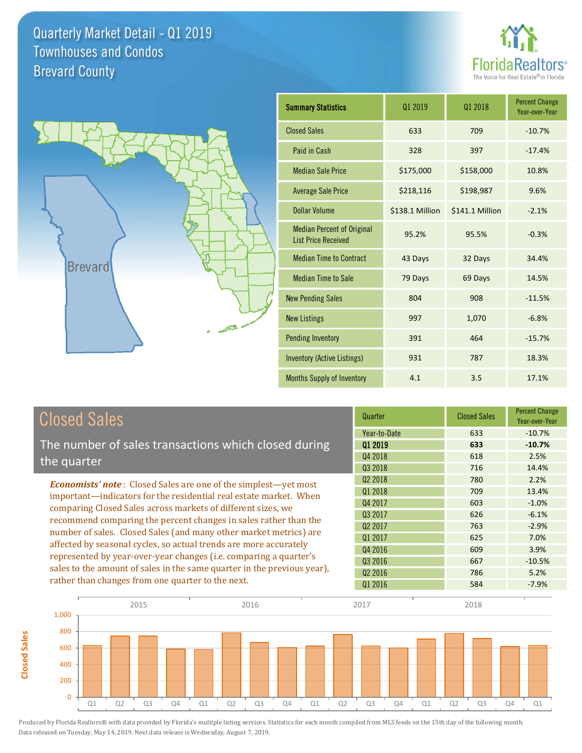# Quarterly Market Detail - Q1 2019
## Townhouses and Condos
## Brevard County

FloridaRealtors®
The Voice for Real Estate® in Florida

| Summary Statistics | Q1 2019 | Q1 2018 | Percent Change Year-over-Year |
|---|---|---|---|
| Closed Sales | 633 | 709 | -10.7% |
| Paid in Cash | 328 | 397 | -17.4% |
| Median Sale Price | $175,000 | $158,000 | 10.8% |
| Average Sale Price | $218,116 | $198,987 | 9.6% |
| Dollar Volume | $138.1 Million | $141.1 Million | -2.1% |
| Median Percent of Original List Price Received | 95.2% | 95.5% | -0.3% |
| Median Time to Contract | 43 Days | 32 Days | 34.4% |
| Median Time to Sale | 79 Days | 69 Days | 14.5% |
| New Pending Sales | 804 | 908 | -11.5% |
| New Listings | 997 | 1,070 | -6.8% |
| Pending Inventory | 391 | 464 | -15.7% |
| Inventory (Active Listings) | 931 | 787 | 18.3% |
| Months Supply of Inventory | 4.1 | 3.5 | 17.1% |

## Closed Sales

The number of sales transactions which closed during the quarter

***Economists' note***: Closed Sales are one of the simplest—yet most important—indicators for the residential real estate market. When comparing Closed Sales across markets of different sizes, we recommend comparing the percent changes in sales rather than the number of sales. Closed Sales (and many other market metrics) are affected by seasonal cycles, so actual trends are more accurately represented by year-over-year changes (i.e. comparing a quarter's sales to the amount of sales in the same quarter in the previous year), rather than changes from one quarter to the next.

| Quarter | Closed Sales | Percent Change Year-over-Year |
|---|---|---|
| Year-to-Date | 633 | -10.7% |
| **Q1 2019** | **633** | **-10.7%** |
| Q4 2018 | 618 | 2.5% |
| Q3 2018 | 716 | 14.4% |
| Q2 2018 | 780 | 2.2% |
| Q1 2018 | 709 | 13.4% |
| Q4 2017 | 603 | -1.0% |
| Q3 2017 | 626 | -6.1% |
| Q2 2017 | 763 | -2.9% |
| Q1 2017 | 625 | 7.0% |
| Q4 2016 | 609 | 3.9% |
| Q3 2016 | 667 | -10.5% |
| Q2 2016 | 786 | 5.2% |
| Q1 2016 | 584 | -7.9% |

Produced by Florida Realtors® with data provided by Florida's multiple listing services. Statistics for each month compiled from MLS feeds on the 15th day of the following month. Data released on Tuesday, May 14, 2019. Next data release is Wednesday, August 7, 2019.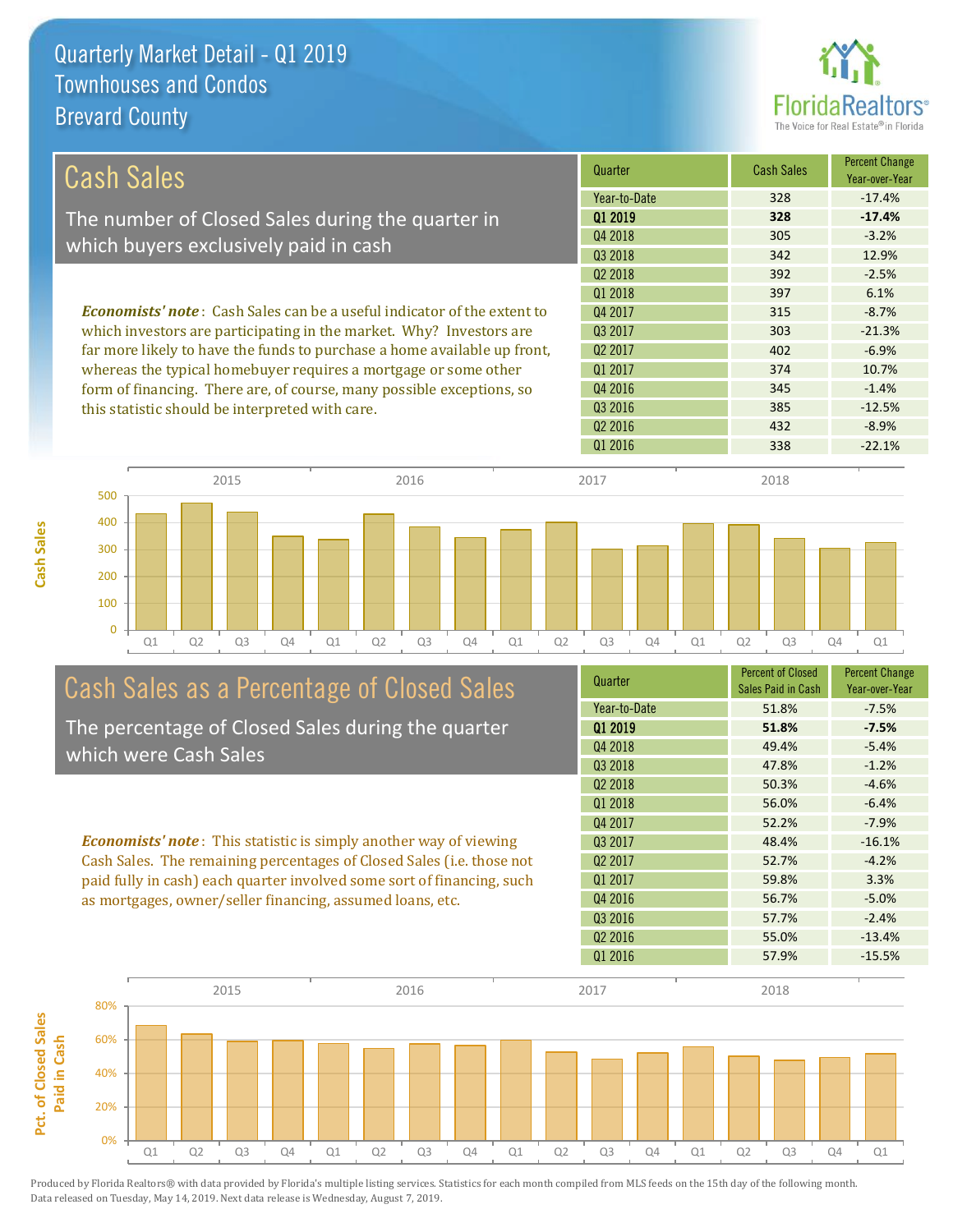# Quarterly Market Detail - Q1 2019
## Townhouses and Condos
## Brevard County

## Cash Sales

The number of Closed Sales during the quarter in which buyers exclusively paid in cash

***Economists' note***: Cash Sales can be a useful indicator of the extent to which investors are participating in the market. Why? Investors are far more likely to have the funds to purchase a home available up front, whereas the typical homebuyer requires a mortgage or some other form of financing. There are, of course, many possible exceptions, so this statistic should be interpreted with care.

| Quarter | Cash Sales | Percent Change Year-over-Year |
|---|---|---|
| Year-to-Date | 328 | -17.4% |
| **Q1 2019** | **328** | **-17.4%** |
| Q4 2018 | 305 | -3.2% |
| Q3 2018 | 342 | 12.9% |
| Q2 2018 | 392 | -2.5% |
| Q1 2018 | 397 | 6.1% |
| Q4 2017 | 315 | -8.7% |
| Q3 2017 | 303 | -21.3% |
| Q2 2017 | 402 | -6.9% |
| Q1 2017 | 374 | 10.7% |
| Q4 2016 | 345 | -1.4% |
| Q3 2016 | 385 | -12.5% |
| Q2 2016 | 432 | -8.9% |
| Q1 2016 | 338 | -22.1% |

## Cash Sales as a Percentage of Closed Sales

The percentage of Closed Sales during the quarter which were Cash Sales

***Economists' note***: This statistic is simply another way of viewing Cash Sales. The remaining percentages of Closed Sales (i.e. those not paid fully in cash) each quarter involved some sort of financing, such as mortgages, owner/seller financing, assumed loans, etc.

| Quarter | Percent of Closed Sales Paid in Cash | Percent Change Year-over-Year |
|---|---|---|
| Year-to-Date | 51.8% | -7.5% |
| **Q1 2019** | **51.8%** | **-7.5%** |
| Q4 2018 | 49.4% | -5.4% |
| Q3 2018 | 47.8% | -1.2% |
| Q2 2018 | 50.3% | -4.6% |
| Q1 2018 | 56.0% | -6.4% |
| Q4 2017 | 52.2% | -7.9% |
| Q3 2017 | 48.4% | -16.1% |
| Q2 2017 | 52.7% | -4.2% |
| Q1 2017 | 59.8% | 3.3% |
| Q4 2016 | 56.7% | -5.0% |
| Q3 2016 | 57.7% | -2.4% |
| Q2 2016 | 55.0% | -13.4% |
| Q1 2016 | 57.9% | -15.5% |

Produced by Florida Realtors® with data provided by Florida's multiple listing services. Statistics for each month compiled from MLS feeds on the 15th day of the following month. Data released on Tuesday, May 14, 2019. Next data release is Wednesday, August 7, 2019.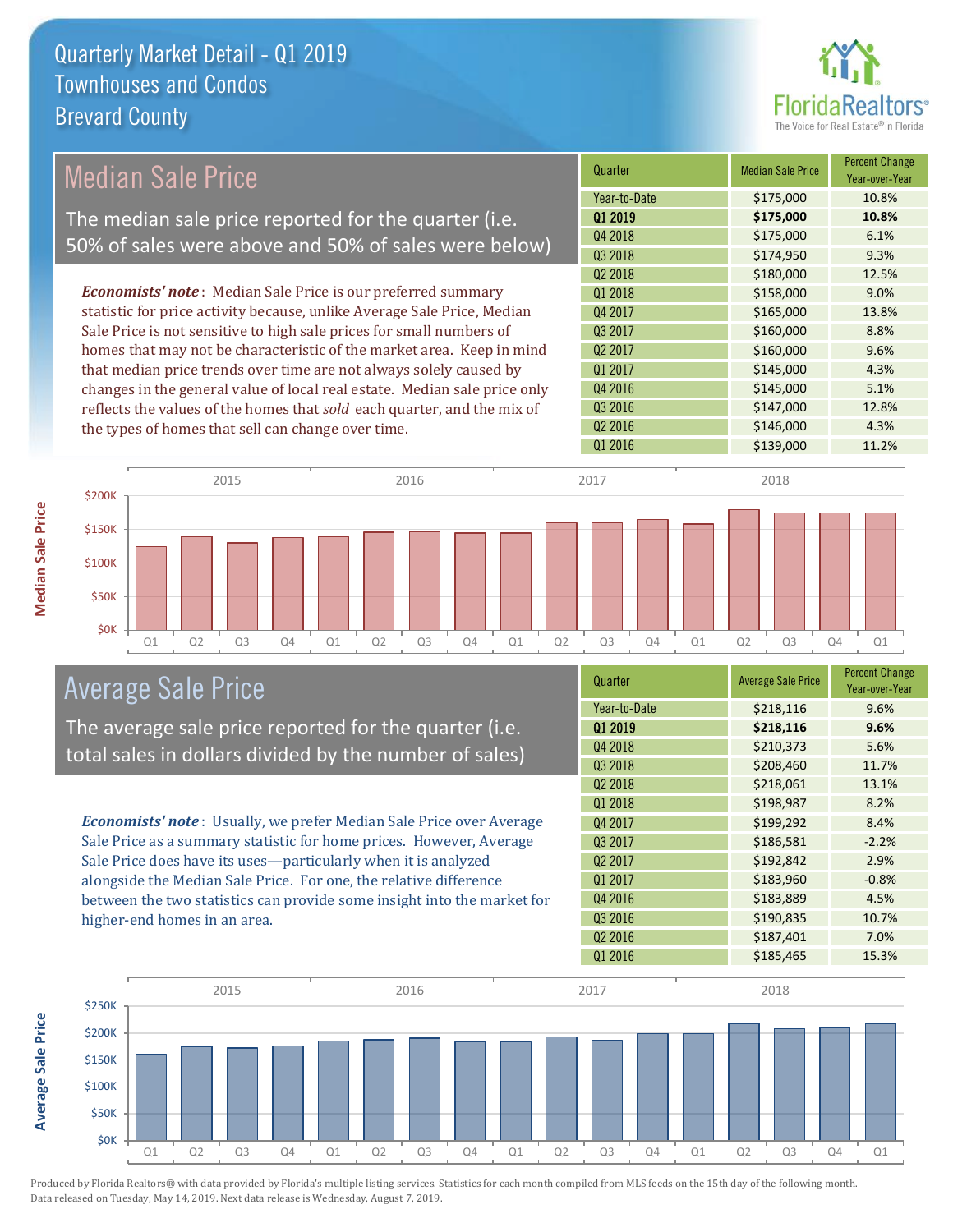# Quarterly Market Detail - Q1 2019
## Townhouses and Condos
## Brevard County

## Median Sale Price

The median sale price reported for the quarter (i.e. 50% of sales were above and 50% of sales were below)

***Economists' note***: Median Sale Price is our preferred summary statistic for price activity because, unlike Average Sale Price, Median Sale Price is not sensitive to high sale prices for small numbers of homes that may not be characteristic of the market area. Keep in mind that median price trends over time are not always solely caused by changes in the general value of local real estate. Median sale price only reflects the values of the homes that *sold* each quarter, and the mix of the types of homes that sell can change over time.

| Quarter | Median Sale Price | Percent Change Year-over-Year |
|---|---|---|
| Year-to-Date | $175,000 | 10.8% |
| **Q1 2019** | **$175,000** | **10.8%** |
| Q4 2018 | $175,000 | 6.1% |
| Q3 2018 | $174,950 | 9.3% |
| Q2 2018 | $180,000 | 12.5% |
| Q1 2018 | $158,000 | 9.0% |
| Q4 2017 | $165,000 | 13.8% |
| Q3 2017 | $160,000 | 8.8% |
| Q2 2017 | $160,000 | 9.6% |
| Q1 2017 | $145,000 | 4.3% |
| Q4 2016 | $145,000 | 5.1% |
| Q3 2016 | $147,000 | 12.8% |
| Q2 2016 | $146,000 | 4.3% |
| Q1 2016 | $139,000 | 11.2% |

## Average Sale Price

The average sale price reported for the quarter (i.e. total sales in dollars divided by the number of sales)

***Economists' note***: Usually, we prefer Median Sale Price over Average Sale Price as a summary statistic for home prices. However, Average Sale Price does have its uses—particularly when it is analyzed alongside the Median Sale Price. For one, the relative difference between the two statistics can provide some insight into the market for higher-end homes in an area.

| Quarter | Average Sale Price | Percent Change Year-over-Year |
|---|---|---|
| Year-to-Date | $218,116 | 9.6% |
| **Q1 2019** | **$218,116** | **9.6%** |
| Q4 2018 | $210,373 | 5.6% |
| Q3 2018 | $208,460 | 11.7% |
| Q2 2018 | $218,061 | 13.1% |
| Q1 2018 | $198,987 | 8.2% |
| Q4 2017 | $199,292 | 8.4% |
| Q3 2017 | $186,581 | -2.2% |
| Q2 2017 | $192,842 | 2.9% |
| Q1 2017 | $183,960 | -0.8% |
| Q4 2016 | $183,889 | 4.5% |
| Q3 2016 | $190,835 | 10.7% |
| Q2 2016 | $187,401 | 7.0% |
| Q1 2016 | $185,465 | 15.3% |

Produced by Florida Realtors® with data provided by Florida's multiple listing services. Statistics for each month compiled from MLS feeds on the 15th day of the following month. Data released on Tuesday, May 14, 2019. Next data release is Wednesday, August 7, 2019.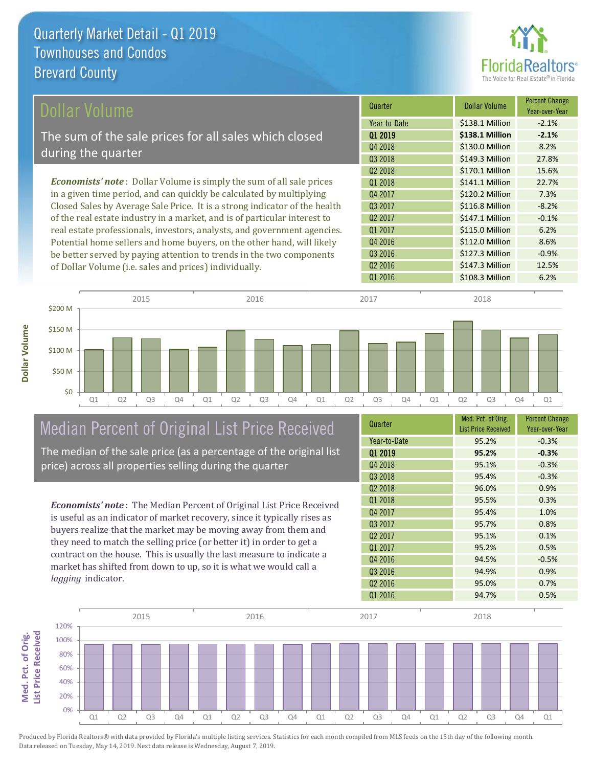# Quarterly Market Detail - Q1 2019
## Townhouses and Condos
## Brevard County

## Dollar Volume

The sum of the sale prices for all sales which closed during the quarter

*Economists' note*: Dollar Volume is simply the sum of all sale prices in a given time period, and can quickly be calculated by multiplying Closed Sales by Average Sale Price. It is a strong indicator of the health of the real estate industry in a market, and is of particular interest to real estate professionals, investors, analysts, and government agencies. Potential home sellers and home buyers, on the other hand, will likely be better served by paying attention to trends in the two components of Dollar Volume (i.e. sales and prices) individually.

| Quarter | Dollar Volume | Percent Change Year-over-Year |
|---|---|---|
| Year-to-Date | $138.1 Million | -2.1% |
| **Q1 2019** | **$138.1 Million** | **-2.1%** |
| Q4 2018 | $130.0 Million | 8.2% |
| Q3 2018 | $149.3 Million | 27.8% |
| Q2 2018 | $170.1 Million | 15.6% |
| Q1 2018 | $141.1 Million | 22.7% |
| Q4 2017 | $120.2 Million | 7.3% |
| Q3 2017 | $116.8 Million | -8.2% |
| Q2 2017 | $147.1 Million | -0.1% |
| Q1 2017 | $115.0 Million | 6.2% |
| Q4 2016 | $112.0 Million | 8.6% |
| Q3 2016 | $127.3 Million | -0.9% |
| Q2 2016 | $147.3 Million | 12.5% |
| Q1 2016 | $108.3 Million | 6.2% |

## Median Percent of Original List Price Received

The median of the sale price (as a percentage of the original list price) across all properties selling during the quarter

*Economists' note*: The Median Percent of Original List Price Received is useful as an indicator of market recovery, since it typically rises as buyers realize that the market may be moving away from them and they need to match the selling price (or better it) in order to get a contract on the house. This is usually the last measure to indicate a market has shifted from down to up, so it is what we would call a *lagging* indicator.

| Quarter | Med. Pct. of Orig. List Price Received | Percent Change Year-over-Year |
|---|---|---|
| Year-to-Date | 95.2% | -0.3% |
| **Q1 2019** | **95.2%** | **-0.3%** |
| Q4 2018 | 95.1% | -0.3% |
| Q3 2018 | 95.4% | -0.3% |
| Q2 2018 | 96.0% | 0.9% |
| Q1 2018 | 95.5% | 0.3% |
| Q4 2017 | 95.4% | 1.0% |
| Q3 2017 | 95.7% | 0.8% |
| Q2 2017 | 95.1% | 0.1% |
| Q1 2017 | 95.2% | 0.5% |
| Q4 2016 | 94.5% | -0.5% |
| Q3 2016 | 94.9% | 0.9% |
| Q2 2016 | 95.0% | 0.7% |
| Q1 2016 | 94.7% | 0.5% |

Produced by Florida Realtors® with data provided by Florida's multiple listing services. Statistics for each month compiled from MLS feeds on the 15th day of the following month. Data released on Tuesday, May 14, 2019. Next data release is Wednesday, August 7, 2019.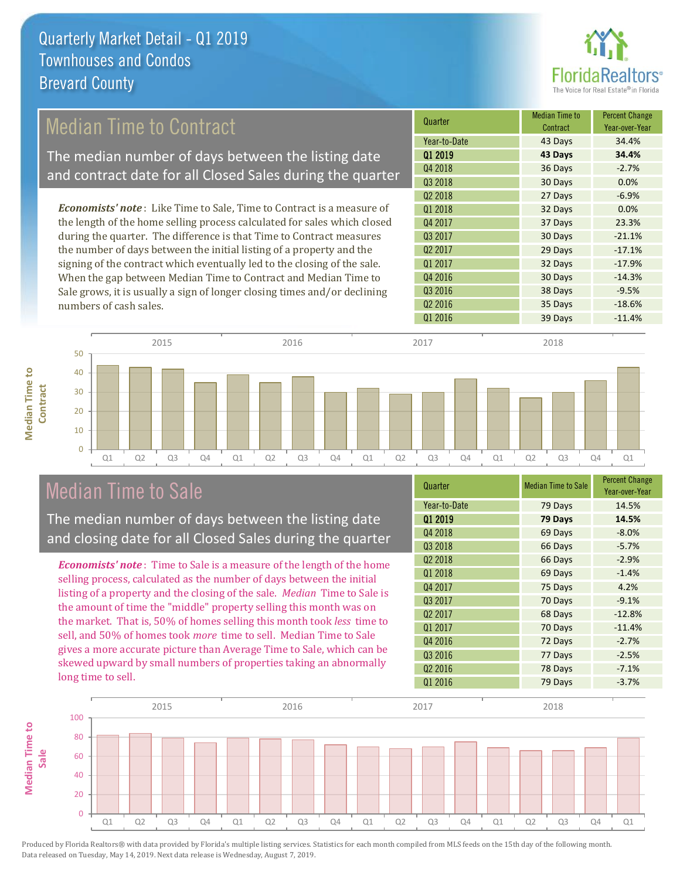# Quarterly Market Detail - Q1 2019
## Townhouses and Condos
## Brevard County

FloridaRealtors® The Voice for Real Estate® in Florida

## Median Time to Contract

The median number of days between the listing date and contract date for all Closed Sales during the quarter

*Economists' note*: Like Time to Sale, Time to Contract is a measure of the length of the home selling process calculated for sales which closed during the quarter. The difference is that Time to Contract measures the number of days between the initial listing of a property and the signing of the contract which eventually led to the closing of the sale. When the gap between Median Time to Contract and Median Time to Sale grows, it is usually a sign of longer closing times and/or declining numbers of cash sales.

| Quarter | Median Time to Contract | Percent Change Year-over-Year |
|---|---|---|
| Year-to-Date | 43 Days | 34.4% |
| **Q1 2019** | **43 Days** | **34.4%** |
| Q4 2018 | 36 Days | -2.7% |
| Q3 2018 | 30 Days | 0.0% |
| Q2 2018 | 27 Days | -6.9% |
| Q1 2018 | 32 Days | 0.0% |
| Q4 2017 | 37 Days | 23.3% |
| Q3 2017 | 30 Days | -21.1% |
| Q2 2017 | 29 Days | -17.1% |
| Q1 2017 | 32 Days | -17.9% |
| Q4 2016 | 30 Days | -14.3% |
| Q3 2016 | 38 Days | -9.5% |
| Q2 2016 | 35 Days | -18.6% |
| Q1 2016 | 39 Days | -11.4% |

## Median Time to Sale

The median number of days between the listing date and closing date for all Closed Sales during the quarter

*Economists' note*: Time to Sale is a measure of the length of the home selling process, calculated as the number of days between the initial listing of a property and the closing of the sale. *Median* Time to Sale is the amount of time the "middle" property selling this month was on the market. That is, 50% of homes selling this month took *less* time to sell, and 50% of homes took *more* time to sell. Median Time to Sale gives a more accurate picture than Average Time to Sale, which can be skewed upward by small numbers of properties taking an abnormally long time to sell.

| Quarter | Median Time to Sale | Percent Change Year-over-Year |
|---|---|---|
| Year-to-Date | 79 Days | 14.5% |
| **Q1 2019** | **79 Days** | **14.5%** |
| Q4 2018 | 69 Days | -8.0% |
| Q3 2018 | 66 Days | -5.7% |
| Q2 2018 | 66 Days | -2.9% |
| Q1 2018 | 69 Days | -1.4% |
| Q4 2017 | 75 Days | 4.2% |
| Q3 2017 | 70 Days | -9.1% |
| Q2 2017 | 68 Days | -12.8% |
| Q1 2017 | 70 Days | -11.4% |
| Q4 2016 | 72 Days | -2.7% |
| Q3 2016 | 77 Days | -2.5% |
| Q2 2016 | 78 Days | -7.1% |
| Q1 2016 | 79 Days | -3.7% |

Produced by Florida Realtors® with data provided by Florida's multiple listing services. Statistics for each month compiled from MLS feeds on the 15th day of the following month. Data released on Tuesday, May 14, 2019. Next data release is Wednesday, August 7, 2019.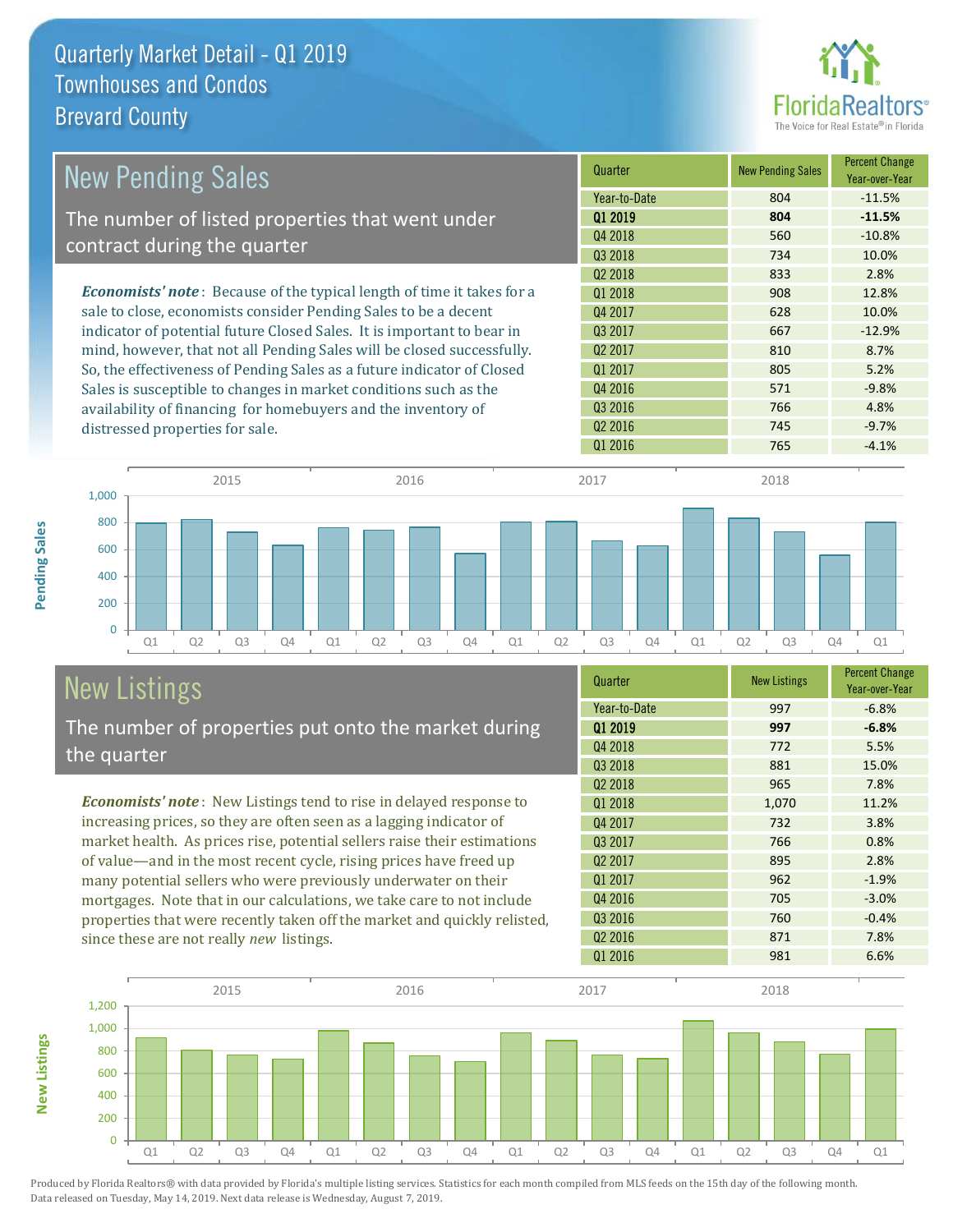# Quarterly Market Detail - Q1 2019
## Townhouses and Condos
## Brevard County

## New Pending Sales

The number of listed properties that went under contract during the quarter

*Economists' note*: Because of the typical length of time it takes for a sale to close, economists consider Pending Sales to be a decent indicator of potential future Closed Sales. It is important to bear in mind, however, that not all Pending Sales will be closed successfully. So, the effectiveness of Pending Sales as a future indicator of Closed Sales is susceptible to changes in market conditions such as the availability of financing for homebuyers and the inventory of distressed properties for sale.

| Quarter | New Pending Sales | Percent Change Year-over-Year |
|---|---|---|
| Year-to-Date | 804 | -11.5% |
| **Q1 2019** | **804** | **-11.5%** |
| Q4 2018 | 560 | -10.8% |
| Q3 2018 | 734 | 10.0% |
| Q2 2018 | 833 | 2.8% |
| Q1 2018 | 908 | 12.8% |
| Q4 2017 | 628 | 10.0% |
| Q3 2017 | 667 | -12.9% |
| Q2 2017 | 810 | 8.7% |
| Q1 2017 | 805 | 5.2% |
| Q4 2016 | 571 | -9.8% |
| Q3 2016 | 766 | 4.8% |
| Q2 2016 | 745 | -9.7% |
| Q1 2016 | 765 | -4.1% |

## New Listings

The number of properties put onto the market during the quarter

*Economists' note*: New Listings tend to rise in delayed response to increasing prices, so they are often seen as a lagging indicator of market health. As prices rise, potential sellers raise their estimations of value—and in the most recent cycle, rising prices have freed up many potential sellers who were previously underwater on their mortgages. Note that in our calculations, we take care to not include properties that were recently taken off the market and quickly relisted, since these are not really *new* listings.

| Quarter | New Listings | Percent Change Year-over-Year |
|---|---|---|
| Year-to-Date | 997 | -6.8% |
| **Q1 2019** | **997** | **-6.8%** |
| Q4 2018 | 772 | 5.5% |
| Q3 2018 | 881 | 15.0% |
| Q2 2018 | 965 | 7.8% |
| Q1 2018 | 1,070 | 11.2% |
| Q4 2017 | 732 | 3.8% |
| Q3 2017 | 766 | 0.8% |
| Q2 2017 | 895 | 2.8% |
| Q1 2017 | 962 | -1.9% |
| Q4 2016 | 705 | -3.0% |
| Q3 2016 | 760 | -0.4% |
| Q2 2016 | 871 | 7.8% |
| Q1 2016 | 981 | 6.6% |

Produced by Florida Realtors® with data provided by Florida's multiple listing services. Statistics for each month compiled from MLS feeds on the 15th day of the following month. Data released on Tuesday, May 14, 2019. Next data release is Wednesday, August 7, 2019.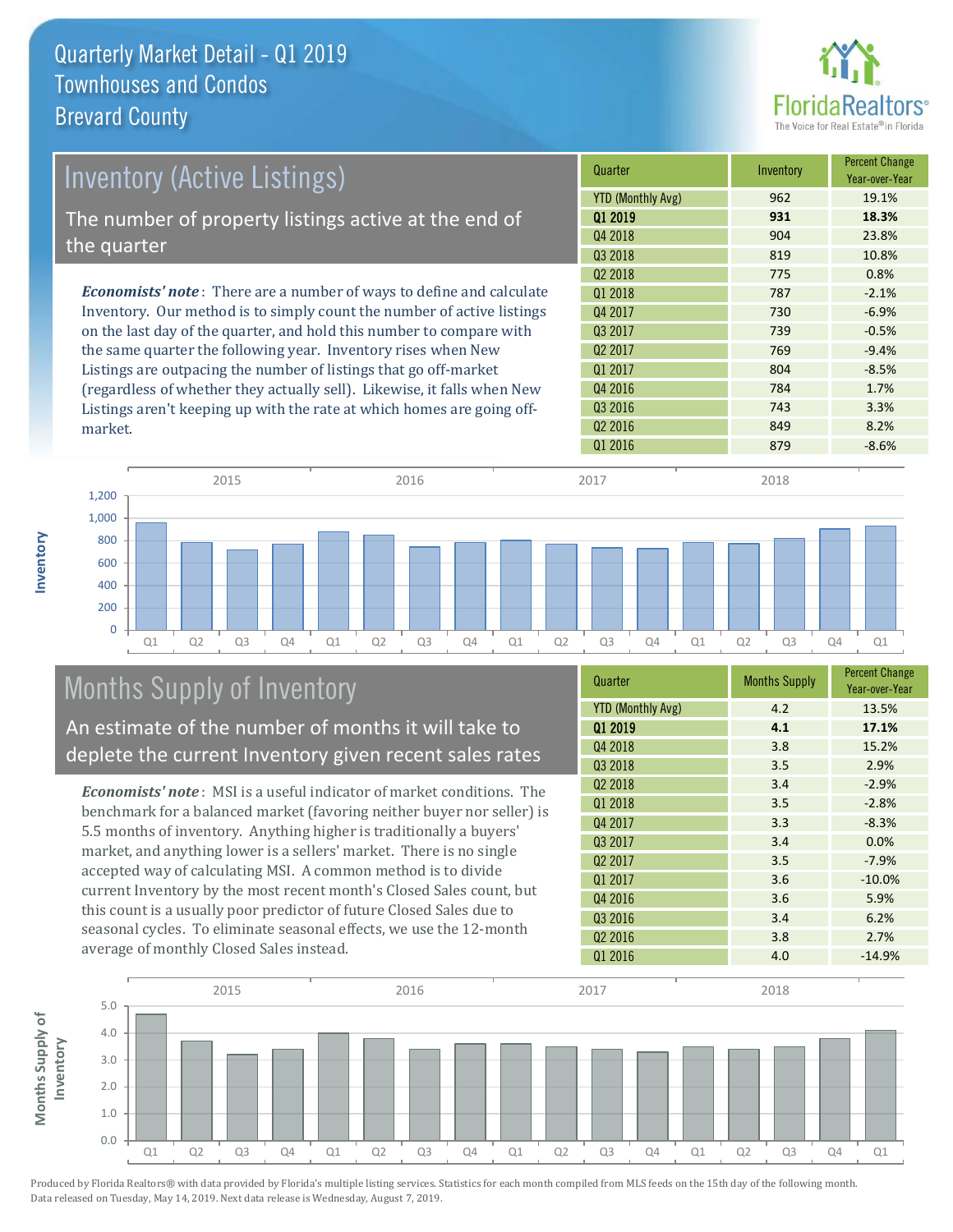# Quarterly Market Detail - Q1 2019
## Townhouses and Condos
## Brevard County

## Inventory (Active Listings)

The number of property listings active at the end of the quarter

***Economists' note***: There are a number of ways to define and calculate Inventory. Our method is to simply count the number of active listings on the last day of the quarter, and hold this number to compare with the same quarter the following year. Inventory rises when New Listings are outpacing the number of listings that go off-market (regardless of whether they actually sell). Likewise, it falls when New Listings aren't keeping up with the rate at which homes are going off-market.

| Quarter | Inventory | Percent Change Year-over-Year |
|---|---|---|
| YTD (Monthly Avg) | 962 | 19.1% |
| **Q1 2019** | **931** | **18.3%** |
| Q4 2018 | 904 | 23.8% |
| Q3 2018 | 819 | 10.8% |
| Q2 2018 | 775 | 0.8% |
| Q1 2018 | 787 | -2.1% |
| Q4 2017 | 730 | -6.9% |
| Q3 2017 | 739 | -0.5% |
| Q2 2017 | 769 | -9.4% |
| Q1 2017 | 804 | -8.5% |
| Q4 2016 | 784 | 1.7% |
| Q3 2016 | 743 | 3.3% |
| Q2 2016 | 849 | 8.2% |
| Q1 2016 | 879 | -8.6% |

## Months Supply of Inventory

An estimate of the number of months it will take to deplete the current Inventory given recent sales rates

***Economists' note***: MSI is a useful indicator of market conditions. The benchmark for a balanced market (favoring neither buyer nor seller) is 5.5 months of inventory. Anything higher is traditionally a buyers' market, and anything lower is a sellers' market. There is no single accepted way of calculating MSI. A common method is to divide current Inventory by the most recent month's Closed Sales count, but this count is a usually poor predictor of future Closed Sales due to seasonal cycles. To eliminate seasonal effects, we use the 12-month average of monthly Closed Sales instead.

| Quarter | Months Supply | Percent Change Year-over-Year |
|---|---|---|
| YTD (Monthly Avg) | 4.2 | 13.5% |
| **Q1 2019** | **4.1** | **17.1%** |
| Q4 2018 | 3.8 | 15.2% |
| Q3 2018 | 3.5 | 2.9% |
| Q2 2018 | 3.4 | -2.9% |
| Q1 2018 | 3.5 | -2.8% |
| Q4 2017 | 3.3 | -8.3% |
| Q3 2017 | 3.4 | 0.0% |
| Q2 2017 | 3.5 | -7.9% |
| Q1 2017 | 3.6 | -10.0% |
| Q4 2016 | 3.6 | 5.9% |
| Q3 2016 | 3.4 | 6.2% |
| Q2 2016 | 3.8 | 2.7% |
| Q1 2016 | 4.0 | -14.9% |

Produced by Florida Realtors® with data provided by Florida's multiple listing services. Statistics for each month compiled from MLS feeds on the 15th day of the following month. Data released on Tuesday, May 14, 2019. Next data release is Wednesday, August 7, 2019.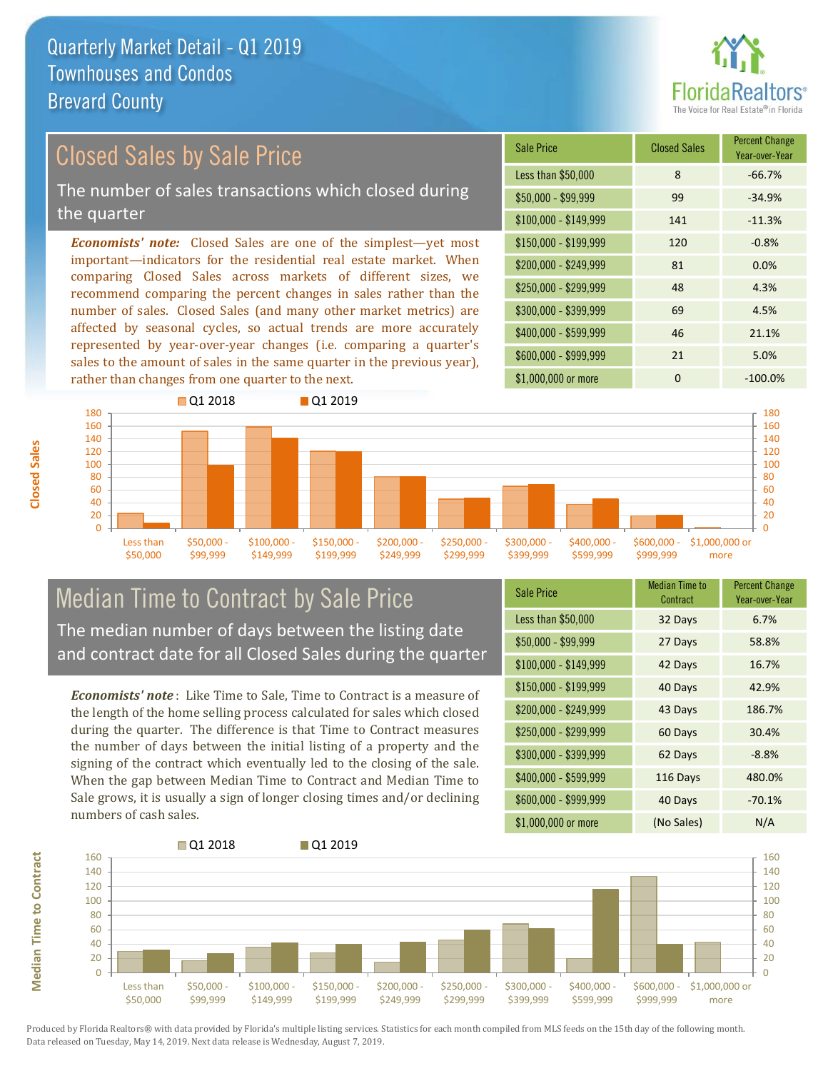# Quarterly Market Detail - Q1 2019
## Townhouses and Condos
## Brevard County

## Closed Sales by Sale Price

The number of sales transactions which closed during the quarter

*Economists' note:* Closed Sales are one of the simplest—yet most important—indicators for the residential real estate market. When comparing Closed Sales across markets of different sizes, we recommend comparing the percent changes in sales rather than the number of sales. Closed Sales (and many other market metrics) are affected by seasonal cycles, so actual trends are more accurately represented by year-over-year changes (i.e. comparing a quarter's sales to the amount of sales in the same quarter in the previous year), rather than changes from one quarter to the next.

| Sale Price | Closed Sales | Percent Change Year-over-Year |
|---|---|---|
| Less than $50,000 | 8 | -66.7% |
| $50,000 - $99,999 | 99 | -34.9% |
| $100,000 - $149,999 | 141 | -11.3% |
| $150,000 - $199,999 | 120 | -0.8% |
| $200,000 - $249,999 | 81 | 0.0% |
| $250,000 - $299,999 | 48 | 4.3% |
| $300,000 - $399,999 | 69 | 4.5% |
| $400,000 - $599,999 | 46 | 21.1% |
| $600,000 - $999,999 | 21 | 5.0% |
| $1,000,000 or more | 0 | -100.0% |

## Median Time to Contract by Sale Price

The median number of days between the listing date and contract date for all Closed Sales during the quarter

*Economists' note*: Like Time to Sale, Time to Contract is a measure of the length of the home selling process calculated for sales which closed during the quarter. The difference is that Time to Contract measures the number of days between the initial listing of a property and the signing of the contract which eventually led to the closing of the sale. When the gap between Median Time to Contract and Median Time to Sale grows, it is usually a sign of longer closing times and/or declining numbers of cash sales.

| Sale Price | Median Time to Contract | Percent Change Year-over-Year |
|---|---|---|
| Less than $50,000 | 32 Days | 6.7% |
| $50,000 - $99,999 | 27 Days | 58.8% |
| $100,000 - $149,999 | 42 Days | 16.7% |
| $150,000 - $199,999 | 40 Days | 42.9% |
| $200,000 - $249,999 | 43 Days | 186.7% |
| $250,000 - $299,999 | 60 Days | 30.4% |
| $300,000 - $399,999 | 62 Days | -8.8% |
| $400,000 - $599,999 | 116 Days | 480.0% |
| $600,000 - $999,999 | 40 Days | -70.1% |
| $1,000,000 or more | (No Sales) | N/A |

Produced by Florida Realtors® with data provided by Florida's multiple listing services. Statistics for each month compiled from MLS feeds on the 15th day of the following month. Data released on Tuesday, May 14, 2019. Next data release is Wednesday, August 7, 2019.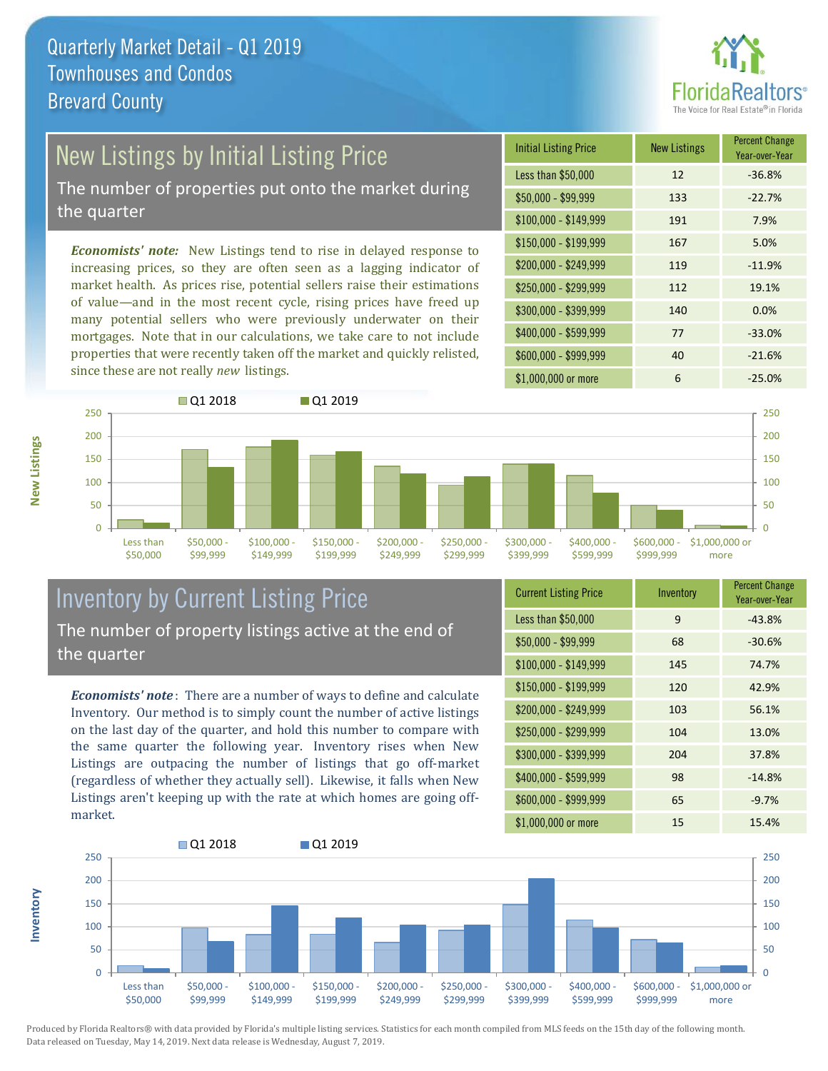# Quarterly Market Detail - Q1 2019
## Townhouses and Condos
## Brevard County

## New Listings by Initial Listing Price

The number of properties put onto the market during the quarter

*Economists' note:* New Listings tend to rise in delayed response to increasing prices, so they are often seen as a lagging indicator of market health. As prices rise, potential sellers raise their estimations of value—and in the most recent cycle, rising prices have freed up many potential sellers who were previously underwater on their mortgages. Note that in our calculations, we take care to not include properties that were recently taken off the market and quickly relisted, since these are not really *new* listings.

| Initial Listing Price | New Listings | Percent Change Year-over-Year |
|---|---|---|
| Less than $50,000 | 12 | -36.8% |
| $50,000 - $99,999 | 133 | -22.7% |
| $100,000 - $149,999 | 191 | 7.9% |
| $150,000 - $199,999 | 167 | 5.0% |
| $200,000 - $249,999 | 119 | -11.9% |
| $250,000 - $299,999 | 112 | 19.1% |
| $300,000 - $399,999 | 140 | 0.0% |
| $400,000 - $599,999 | 77 | -33.0% |
| $600,000 - $999,999 | 40 | -21.6% |
| $1,000,000 or more | 6 | -25.0% |

## Inventory by Current Listing Price

The number of property listings active at the end of the quarter

*Economists' note*: There are a number of ways to define and calculate Inventory. Our method is to simply count the number of active listings on the last day of the quarter, and hold this number to compare with the same quarter the following year. Inventory rises when New Listings are outpacing the number of listings that go off-market (regardless of whether they actually sell). Likewise, it falls when New Listings aren't keeping up with the rate at which homes are going off-market.

| Current Listing Price | Inventory | Percent Change Year-over-Year |
|---|---|---|
| Less than $50,000 | 9 | -43.8% |
| $50,000 - $99,999 | 68 | -30.6% |
| $100,000 - $149,999 | 145 | 74.7% |
| $150,000 - $199,999 | 120 | 42.9% |
| $200,000 - $249,999 | 103 | 56.1% |
| $250,000 - $299,999 | 104 | 13.0% |
| $300,000 - $399,999 | 204 | 37.8% |
| $400,000 - $599,999 | 98 | -14.8% |
| $600,000 - $999,999 | 65 | -9.7% |
| $1,000,000 or more | 15 | 15.4% |

Produced by Florida Realtors® with data provided by Florida's multiple listing services. Statistics for each month compiled from MLS feeds on the 15th day of the following month. Data released on Tuesday, May 14, 2019. Next data release is Wednesday, August 7, 2019.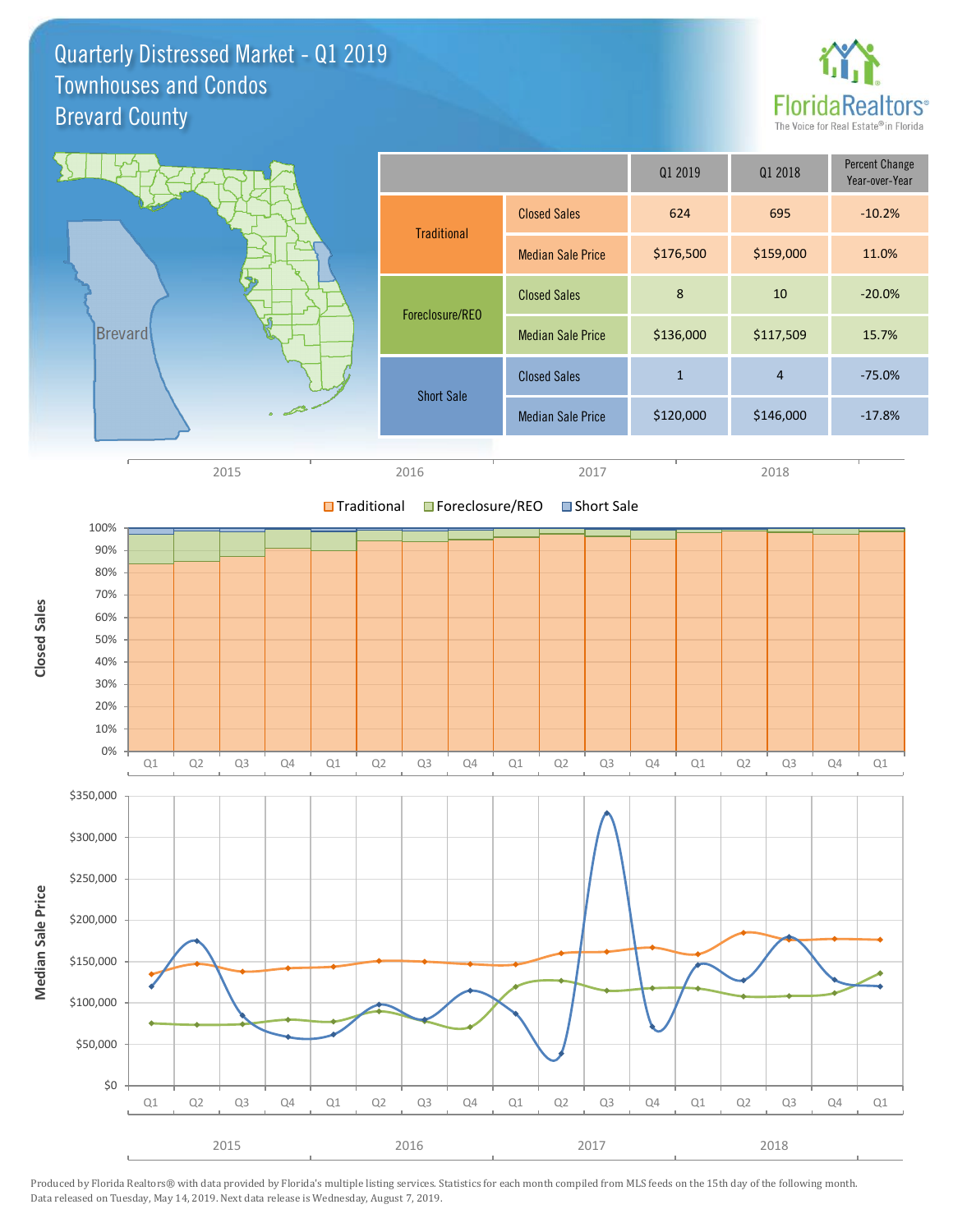# Quarterly Distressed Market - Q1 2019
## Townhouses and Condos
## Brevard County

FloridaRealtors®
The Voice for Real Estate® in Florida

Brevard

| | | Q1 2019 | Q1 2018 | Percent Change Year-over-Year |
|---|---|---|---|---|
| Traditional | Closed Sales | 624 | 695 | -10.2% |
| | Median Sale Price | $176,500 | $159,000 | 11.0% |
| Foreclosure/REO | Closed Sales | 8 | 10 | -20.0% |
| | Median Sale Price | $136,000 | $117,509 | 15.7% |
| Short Sale | Closed Sales | 1 | 4 | -75.0% |
| | Median Sale Price | $120,000 | $146,000 | -17.8% |

2015 2016 2017 2018

Traditional Foreclosure/REO Short Sale

Closed Sales

100% 90% 80% 70% 60% 50% 40% 30% 20% 10% 0%

Q1 Q2 Q3 Q4 Q1 Q2 Q3 Q4 Q1 Q2 Q3 Q4 Q1 Q2 Q3 Q4 Q1

Median Sale Price

$350,000 $300,000 $250,000 $200,000 $150,000 $100,000 $50,000 $0

Q1 Q2 Q3 Q4 Q1 Q2 Q3 Q4 Q1 Q2 Q3 Q4 Q1 Q2 Q3 Q4 Q1

2015 2016 2017 2018

Produced by Florida Realtors® with data provided by Florida's multiple listing services. Statistics for each month compiled from MLS feeds on the 15th day of the following month.
Data released on Tuesday, May 14, 2019. Next data release is Wednesday, August 7, 2019.